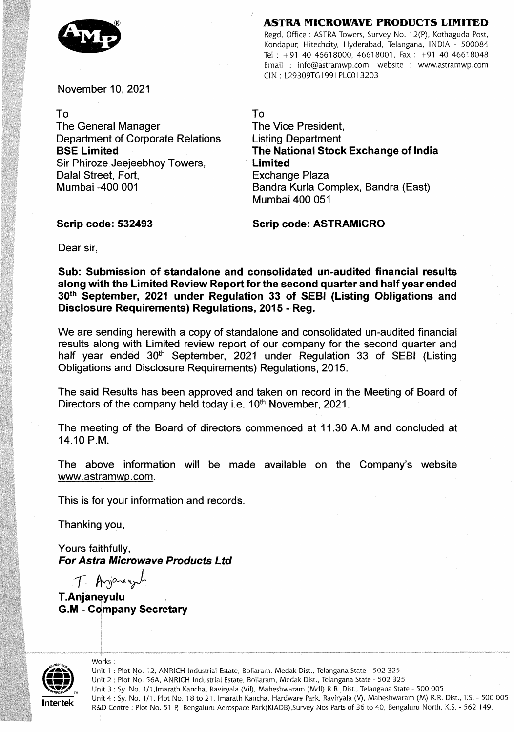**ASTRA MICROWAVE PRODUCTS LIMITED**

Regd. Office : ASTRA Towers, Survey No. 12(P), Kothaguda Post, Kondapur, Hitechcity, Hyderabad, Telangana, INDIA - 500084
Tel : +91 40 46618000, 46618001, Fax : +91 40 46618048
Email : info@astramwp.com, website : www.astramwp.com
CIN : L29309TG1991PLC013203

November 10, 2021

To
The General Manager
Department of Corporate Relations
**BSE Limited**
Sir Phiroze Jeejeebhoy Towers,
Dalal Street, Fort,
Mumbai -400 001

**Scrip code: 532493**

To
The Vice President,
Listing Department
**The National Stock Exchange of India Limited**
Exchange Plaza
Bandra Kurla Complex, Bandra (East)
Mumbai 400 051

**Scrip code: ASTRAMICRO**

Dear sir,

**Sub: Submission of standalone and consolidated un-audited financial results along with the Limited Review Report for the second quarter and half year ended 30th September, 2021 under Regulation 33 of SEBI (Listing Obligations and Disclosure Requirements) Regulations, 2015 - Reg.**

We are sending herewith a copy of standalone and consolidated un-audited financial results along with Limited review report of our company for the second quarter and half year ended 30th September, 2021 under Regulation 33 of SEBI (Listing Obligations and Disclosure Requirements) Regulations, 2015.

The said Results has been approved and taken on record in the Meeting of Board of Directors of the company held today i.e. 10th November, 2021.

The meeting of the Board of directors commenced at 11.30 A.M and concluded at 14.10 P.M.

The above information will be made available on the Company's website www.astramwp.com.

This is for your information and records.

Thanking you,

Yours faithfully,
***For Astra Microwave Products Ltd***

**T.Anjaneyulu**
**G.M - Company Secretary**

Works :
Unit 1 : Plot No. 12, ANRICH Industrial Estate, Bollaram, Medak Dist., Telangana State - 502 325
Unit 2 : Plot No. 56A, ANRICH Industrial Estate, Bollaram, Medak Dist., Telangana State - 502 325
Unit 3 : Sy. No. 1/1,Imarath Kancha, Raviryala (Vil), Maheshwaram (Mdl) R.R. Dist., Telangana State - 500 005
Unit 4 : Sy. No. 1/1, Plot No. 18 to 21, Imarath Kancha, Hardware Park, Raviryala (V), Maheshwaram (M) R.R. Dist., T.S. - 500 005
R&D Centre : Plot No. 51 P, Bengaluru Aerospace Park(KIADB),Survey Nos Parts of 36 to 40, Bengaluru North, K.S. - 562 149.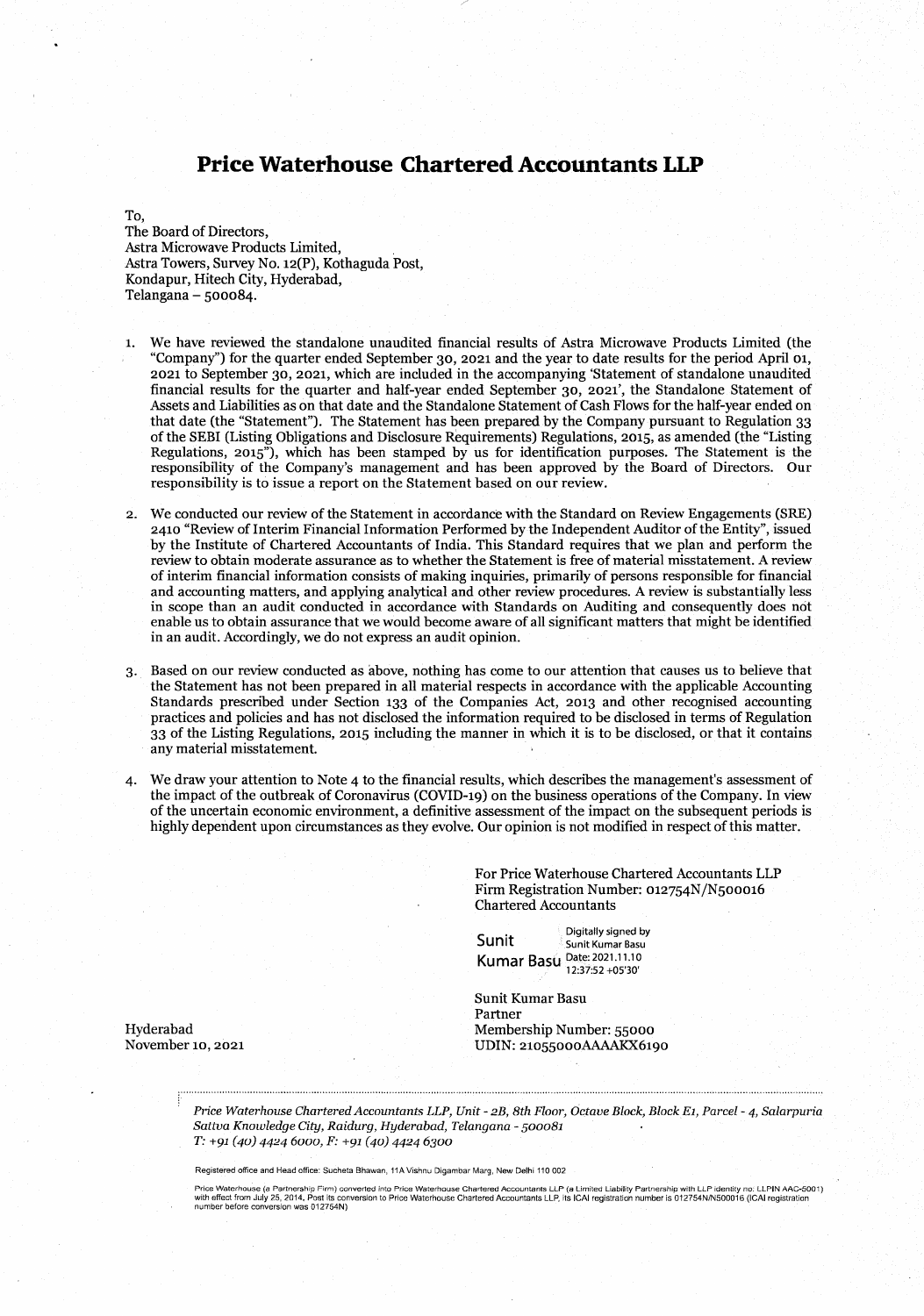# Price Waterhouse Chartered Accountants LLP

To,
The Board of Directors,
Astra Microwave Products Limited,
Astra Towers, Survey No. 12(P), Kothaguda Post,
Kondapur, Hitech City, Hyderabad,
Telangana – 500084.

1. We have reviewed the standalone unaudited financial results of Astra Microwave Products Limited (the "Company") for the quarter ended September 30, 2021 and the year to date results for the period April 01, 2021 to September 30, 2021, which are included in the accompanying 'Statement of standalone unaudited financial results for the quarter and half-year ended September 30, 2021', the Standalone Statement of Assets and Liabilities as on that date and the Standalone Statement of Cash Flows for the half-year ended on that date (the "Statement"). The Statement has been prepared by the Company pursuant to Regulation 33 of the SEBI (Listing Obligations and Disclosure Requirements) Regulations, 2015, as amended (the "Listing Regulations, 2015"), which has been stamped by us for identification purposes. The Statement is the responsibility of the Company's management and has been approved by the Board of Directors. Our responsibility is to issue a report on the Statement based on our review.

2. We conducted our review of the Statement in accordance with the Standard on Review Engagements (SRE) 2410 "Review of Interim Financial Information Performed by the Independent Auditor of the Entity", issued by the Institute of Chartered Accountants of India. This Standard requires that we plan and perform the review to obtain moderate assurance as to whether the Statement is free of material misstatement. A review of interim financial information consists of making inquiries, primarily of persons responsible for financial and accounting matters, and applying analytical and other review procedures. A review is substantially less in scope than an audit conducted in accordance with Standards on Auditing and consequently does not enable us to obtain assurance that we would become aware of all significant matters that might be identified in an audit. Accordingly, we do not express an audit opinion.

3. Based on our review conducted as above, nothing has come to our attention that causes us to believe that the Statement has not been prepared in all material respects in accordance with the applicable Accounting Standards prescribed under Section 133 of the Companies Act, 2013 and other recognised accounting practices and policies and has not disclosed the information required to be disclosed in terms of Regulation 33 of the Listing Regulations, 2015 including the manner in which it is to be disclosed, or that it contains any material misstatement.

4. We draw your attention to Note 4 to the financial results, which describes the management's assessment of the impact of the outbreak of Coronavirus (COVID-19) on the business operations of the Company. In view of the uncertain economic environment, a definitive assessment of the impact on the subsequent periods is highly dependent upon circumstances as they evolve. Our opinion is not modified in respect of this matter.

For Price Waterhouse Chartered Accountants LLP
Firm Registration Number: 012754N/N500016
Chartered Accountants

Sunit Kumar Basu — Digitally signed by Sunit Kumar Basu Date: 2021.11.10 12:37:52 +05'30'

Sunit Kumar Basu
Partner
Membership Number: 55000
UDIN: 21055000AAAAKX6190

Hyderabad
November 10, 2021

*Price Waterhouse Chartered Accountants LLP, Unit - 2B, 8th Floor, Octave Block, Block E1, Parcel - 4, Salarpuria Sattva Knowledge City, Raidurg, Hyderabad, Telangana - 500081*
*T: +91 (40) 4424 6000, F: +91 (40) 4424 6300*

Registered office and Head office: Sucheta Bhawan, 11A Vishnu Digambar Marg, New Delhi 110 002

Price Waterhouse (a Partnership Firm) converted into Price Waterhouse Chartered Accountants LLP (a Limited Liability Partnership with LLP identity no: LLPIN AAC-5001) with effect from July 25, 2014. Post its conversion to Price Waterhouse Chartered Accountants LLP, its ICAI registration number is 012754N/N500016 (ICAI registration number before conversion was 012754N)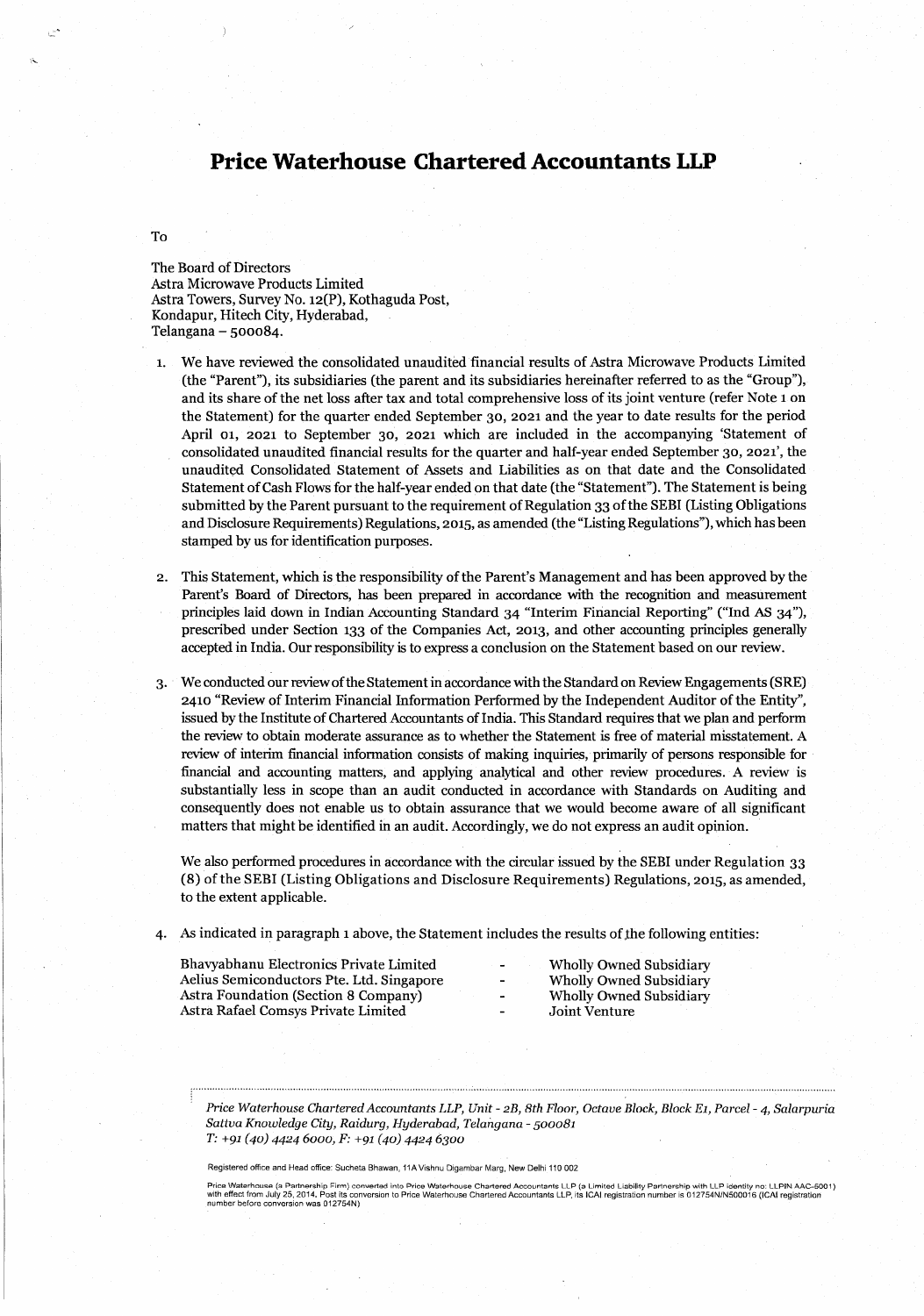# Price Waterhouse Chartered Accountants LLP

To

The Board of Directors
Astra Microwave Products Limited
Astra Towers, Survey No. 12(P), Kothaguda Post,
Kondapur, Hitech City, Hyderabad,
Telangana – 500084.

1. We have reviewed the consolidated unaudited financial results of Astra Microwave Products Limited (the "Parent"), its subsidiaries (the parent and its subsidiaries hereinafter referred to as the "Group"), and its share of the net loss after tax and total comprehensive loss of its joint venture (refer Note 1 on the Statement) for the quarter ended September 30, 2021 and the year to date results for the period April 01, 2021 to September 30, 2021 which are included in the accompanying 'Statement of consolidated unaudited financial results for the quarter and half-year ended September 30, 2021', the unaudited Consolidated Statement of Assets and Liabilities as on that date and the Consolidated Statement of Cash Flows for the half-year ended on that date (the "Statement"). The Statement is being submitted by the Parent pursuant to the requirement of Regulation 33 of the SEBI (Listing Obligations and Disclosure Requirements) Regulations, 2015, as amended (the "Listing Regulations"), which has been stamped by us for identification purposes.

2. This Statement, which is the responsibility of the Parent's Management and has been approved by the Parent's Board of Directors, has been prepared in accordance with the recognition and measurement principles laid down in Indian Accounting Standard 34 "Interim Financial Reporting" ("Ind AS 34"), prescribed under Section 133 of the Companies Act, 2013, and other accounting principles generally accepted in India. Our responsibility is to express a conclusion on the Statement based on our review.

3. We conducted our review of the Statement in accordance with the Standard on Review Engagements (SRE) 2410 "Review of Interim Financial Information Performed by the Independent Auditor of the Entity", issued by the Institute of Chartered Accountants of India. This Standard requires that we plan and perform the review to obtain moderate assurance as to whether the Statement is free of material misstatement. A review of interim financial information consists of making inquiries, primarily of persons responsible for financial and accounting matters, and applying analytical and other review procedures. A review is substantially less in scope than an audit conducted in accordance with Standards on Auditing and consequently does not enable us to obtain assurance that we would become aware of all significant matters that might be identified in an audit. Accordingly, we do not express an audit opinion.

   We also performed procedures in accordance with the circular issued by the SEBI under Regulation 33 (8) of the SEBI (Listing Obligations and Disclosure Requirements) Regulations, 2015, as amended, to the extent applicable.

4. As indicated in paragraph 1 above, the Statement includes the results of the following entities:

| Entity | | Relationship |
|---|---|---|
| Bhavyabhanu Electronics Private Limited | - | Wholly Owned Subsidiary |
| Aelius Semiconductors Pte. Ltd. Singapore | - | Wholly Owned Subsidiary |
| Astra Foundation (Section 8 Company) | - | Wholly Owned Subsidiary |
| Astra Rafael Comsys Private Limited | - | Joint Venture |

*Price Waterhouse Chartered Accountants LLP, Unit - 2B, 8th Floor, Octave Block, Block E1, Parcel - 4, Salarpuria Sattva Knowledge City, Raidurg, Hyderabad, Telangana - 500081*
*T: +91 (40) 4424 6000, F: +91 (40) 4424 6300*

Registered office and Head office: Sucheta Bhawan, 11A Vishnu Digambar Marg, New Delhi 110 002

Price Waterhouse (a Partnership Firm) converted into Price Waterhouse Chartered Accountants LLP (a Limited Liability Partnership with LLP identity no: LLPIN AAC-5001) with effect from July 25, 2014. Post its conversion to Price Waterhouse Chartered Accountants LLP, its ICAI registration number is 012754N/N500016 (ICAI registration number before conversion was 012754N)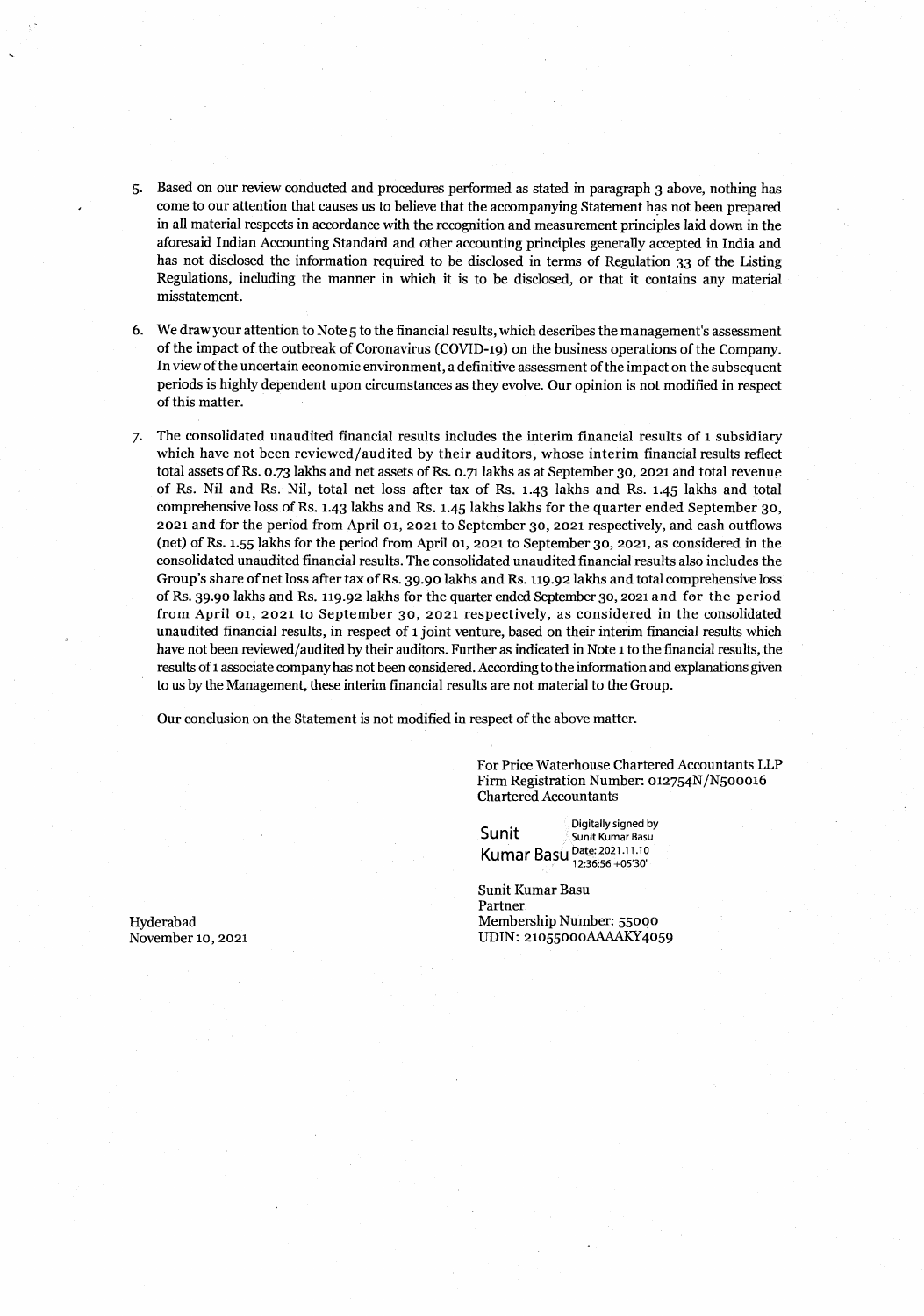5. Based on our review conducted and procedures performed as stated in paragraph 3 above, nothing has come to our attention that causes us to believe that the accompanying Statement has not been prepared in all material respects in accordance with the recognition and measurement principles laid down in the aforesaid Indian Accounting Standard and other accounting principles generally accepted in India and has not disclosed the information required to be disclosed in terms of Regulation 33 of the Listing Regulations, including the manner in which it is to be disclosed, or that it contains any material misstatement.

6. We draw your attention to Note 5 to the financial results, which describes the management's assessment of the impact of the outbreak of Coronavirus (COVID-19) on the business operations of the Company. In view of the uncertain economic environment, a definitive assessment of the impact on the subsequent periods is highly dependent upon circumstances as they evolve. Our opinion is not modified in respect of this matter.

7. The consolidated unaudited financial results includes the interim financial results of 1 subsidiary which have not been reviewed/audited by their auditors, whose interim financial results reflect total assets of Rs. 0.73 lakhs and net assets of Rs. 0.71 lakhs as at September 30, 2021 and total revenue of Rs. Nil and Rs. Nil, total net loss after tax of Rs. 1.43 lakhs and Rs. 1.45 lakhs and total comprehensive loss of Rs. 1.43 lakhs and Rs. 1.45 lakhs lakhs for the quarter ended September 30, 2021 and for the period from April 01, 2021 to September 30, 2021 respectively, and cash outflows (net) of Rs. 1.55 lakhs for the period from April 01, 2021 to September 30, 2021, as considered in the consolidated unaudited financial results. The consolidated unaudited financial results also includes the Group's share of net loss after tax of Rs. 39.90 lakhs and Rs. 119.92 lakhs and total comprehensive loss of Rs. 39.90 lakhs and Rs. 119.92 lakhs for the quarter ended September 30, 2021 and for the period from April 01, 2021 to September 30, 2021 respectively, as considered in the consolidated unaudited financial results, in respect of 1 joint venture, based on their interim financial results which have not been reviewed/audited by their auditors. Further as indicated in Note 1 to the financial results, the results of 1 associate company has not been considered. According to the information and explanations given to us by the Management, these interim financial results are not material to the Group.

Our conclusion on the Statement is not modified in respect of the above matter.

For Price Waterhouse Chartered Accountants LLP
Firm Registration Number: 012754N/N500016
Chartered Accountants

Sunit Kumar Basu
Digitally signed by Sunit Kumar Basu
Date: 2021.11.10 12:36:56 +05'30'

Sunit Kumar Basu
Partner
Membership Number: 55000
UDIN: 21055000AAAAKY4059

Hyderabad
November 10, 2021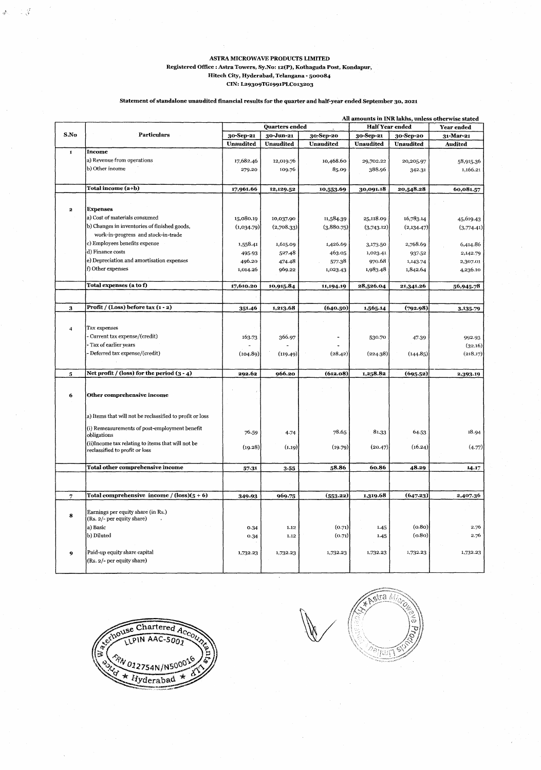# ASTRA MICROWAVE PRODUCTS LIMITED

Registered Office : Astra Towers, Sy.No: 12(P), Kothaguda Post, Kondapur,
Hitech City, Hyderabad, Telangana - 500084
CIN: L29309TG1991PLC013203

## Statement of standalone unaudited financial results for the quarter and half-year ended September 30, 2021

All amounts in INR lakhs, unless otherwise stated

| S.No | Particulars | Quarters ended | | | Half Year ended | | Year ended |
|---|---|---|---|---|---|---|---|
| | | 30-Sep-21 | 30-Jun-21 | 30-Sep-20 | 30-Sep-21 | 30-Sep-20 | 31-Mar-21 |
| | | Unaudited | Unaudited | Unaudited | Unaudited | Unaudited | Audited |
| 1 | **Income** | | | | | | |
| | a) Revenue from operations | 17,682.46 | 12,019.76 | 10,468.60 | 29,702.22 | 20,205.97 | 58,915.36 |
| | b) Other income | 279.20 | 109.76 | 85.09 | 388.96 | 342.31 | 1,166.21 |
| | **Total income (a+b)** | **17,961.66** | **12,129.52** | **10,553.69** | **30,091.18** | **20,548.28** | **60,081.57** |
| 2 | **Expenses** | | | | | | |
| | a) Cost of materials consumed | 15,080.19 | 10,037.90 | 11,584.39 | 25,118.09 | 16,783.14 | 45,619.43 |
| | b) Changes in inventories of finished goods, work-in-progress and stock-in-trade | (1,034.79) | (2,708.33) | (3,880.75) | (3,743.12) | (2,134.47) | (3,774.41) |
| | c) Employees benefits expense | 1,558.41 | 1,615.09 | 1,426.69 | 3,173.50 | 2,768.69 | 6,414.86 |
| | d) Finance costs | 495.93 | 527.48 | 463.05 | 1,023.41 | 937.52 | 2,142.79 |
| | e) Depreciation and amortisation expenses | 496.20 | 474.48 | 577.38 | 970.68 | 1,143.74 | 2,307.01 |
| | f) Other expenses | 1,014.26 | 969.22 | 1,023.43 | 1,983.48 | 1,842.64 | 4,236.10 |
| | **Total expenses (a to f)** | **17,610.20** | **10,915.84** | **11,194.19** | **28,526.04** | **21,341.26** | **56,945.78** |
| 3 | **Profit / (Loss) before tax (1 - 2)** | **351.46** | **1,213.68** | **(640.50)** | **1,565.14** | **(792.98)** | **3,135.79** |
| 4 | Tax expenses | | | | | | |
| | - Current tax expense/(credit) | 163.73 | 366.97 | - | 530.70 | 47.39 | 992.93 |
| | - Tax of earlier years | - | - | - | | | (32.16) |
| | - Deferred tax expense/(credit) | (104.89) | (119.49) | (28.42) | (224.38) | (144.85) | (218.17) |
| 5 | **Net profit / (loss) for the period (3 - 4)** | **292.62** | **966.20** | **(612.08)** | **1,258.82** | **(695.52)** | **2,393.19** |
| 6 | **Other comprehensive income** | | | | | | |
| | a) Items that will not be reclassified to profit or loss | | | | | | |
| | (i) Remeasurements of post-employment benefit obligations | 76.59 | 4.74 | 78.65 | 81.33 | 64.53 | 18.94 |
| | (ii)Income tax relating to items that will not be reclassified to profit or loss | (19.28) | (1.19) | (19.79) | (20.47) | (16.24) | (4.77) |
| | **Total other comprehensive income** | **57.31** | **3.55** | **58.86** | **60.86** | **48.29** | **14.17** |
| 7 | **Total comprehensive income / (loss)(5 + 6)** | **349.93** | **969.75** | **(553.22)** | **1,319.68** | **(647.23)** | **2,407.36** |
| 8 | Earnings per equity share (in Rs.) (Rs. 2/- per equity share) | | | | | | |
| | a) Basic | 0.34 | 1.12 | (0.71) | 1.45 | (0.80) | 2.76 |
| | b) Diluted | 0.34 | 1.12 | (0.71) | 1.45 | (0.80) | 2.76 |
| 9 | Paid-up equity share capital (Rs. 2/- per equity share) | 1,732.23 | 1,732.23 | 1,732.23 | 1,732.23 | 1,732.23 | 1,732.23 |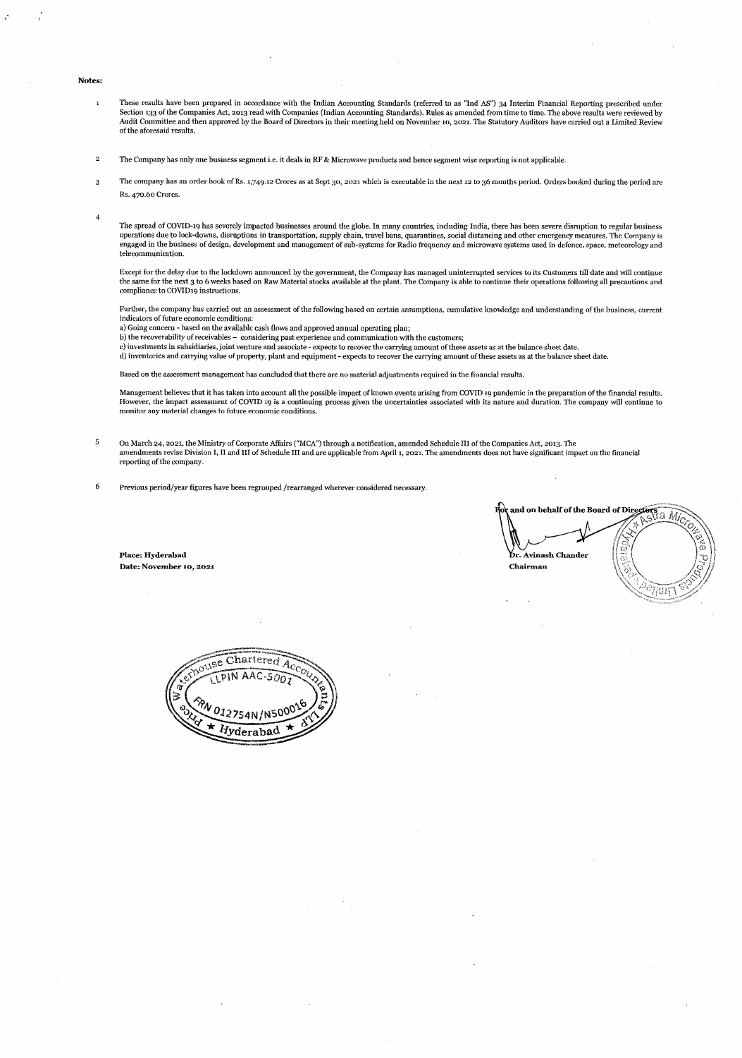**Notes:**

1. These results have been prepared in accordance with the Indian Accounting Standards (referred to as "Ind AS") 34 Interim Financial Reporting prescribed under Section 133 of the Companies Act, 2013 read with Companies (Indian Accounting Standards). Rules as amended from time to time. The above results were reviewed by Audit Committee and then approved by the Board of Directors in their meeting held on November 10, 2021. The Statutory Auditors have carried out a Limited Review of the aforesaid results.

2. The Company has only one business segment i.e. it deals in RF & Microwave products and hence segment wise reporting is not applicable.

3. The company has an order book of Rs. 1,749.12 Crores as at Sept 30, 2021 which is executable in the next 12 to 36 months period. Orders booked during the period are Rs. 470.60 Crores.

4. The spread of COVID-19 has severely impacted businesses around the globe. In many countries, including India, there has been severe disruption to regular business operations due to lock-downs, disruptions in transportation, supply chain, travel bans, quarantines, social distancing and other emergency measures. The Company is engaged in the business of design, development and management of sub-systems for Radio frequency and microwave systems used in defence, space, meteorology and telecommunication.

   Except for the delay due to the lockdown announced by the government, the Company has managed uninterrupted services to its Customers till date and will continue the same for the next 3 to 6 weeks based on Raw Material stocks available at the plant. The Company is able to continue their operations following all precautions and compliance to COVID19 instructions.

   Further, the company has carried out an assessment of the following based on certain assumptions, cumulative knowledge and understanding of the business, current indicators of future economic conditions:
   a) Going concern - based on the available cash flows and approved annual operating plan;
   b) the recoverability of receivables – considering past experience and communication with the customers;
   c) investments in subsidiaries, joint venture and associate - expects to recover the carrying amount of these assets as at the balance sheet date.
   d) inventories and carrying value of property, plant and equipment - expects to recover the carrying amount of these assets as at the balance sheet date.

   Based on the assessment management has concluded that there are no material adjustments required in the financial results.

   Management believes that it has taken into account all the possible impact of known events arising from COVID 19 pandemic in the preparation of the financial results. However, the impact assessment of COVID 19 is a continuing process given the uncertainties associated with its nature and duration. The company will continue to monitor any material changes to future economic conditions.

5. On March 24, 2021, the Ministry of Corporate Affairs ("MCA") through a notification, amended Schedule III of the Companies Act, 2013. The amendments revise Division I, II and III of Schedule III and are applicable from April 1, 2021. The amendments does not have significant impact on the financial reporting of the company.

6. Previous period/year figures have been regrouped /rearranged wherever considered necessary.

For and on behalf of the Board of Directors

**Dr. Avinash Chander**
**Chairman**

**Place: Hyderabad**
**Date: November 10, 2021**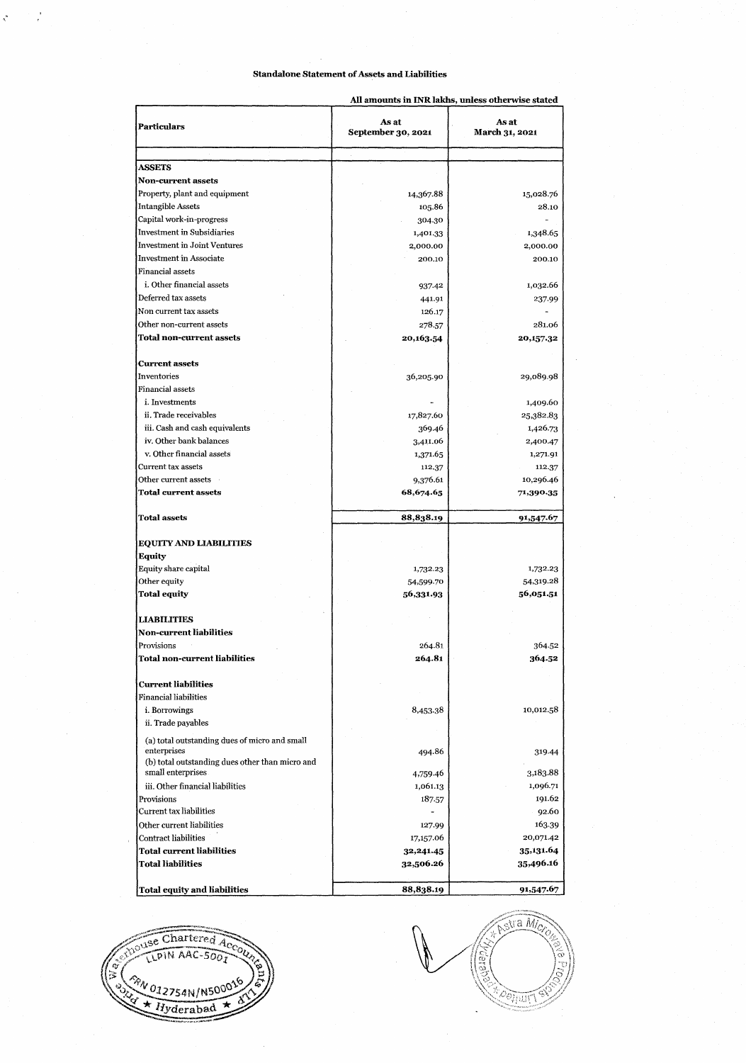# Standalone Statement of Assets and Liabilities

All amounts in INR lakhs, unless otherwise stated

| Particulars | As at September 30, 2021 | As at March 31, 2021 |
|---|---|---|
| **ASSETS** | | |
| **Non-current assets** | | |
| Property, plant and equipment | 14,367.88 | 15,028.76 |
| Intangible Assets | 105.86 | 28.10 |
| Capital work-in-progress | 304.30 | - |
| Investment in Subsidiaries | 1,401.33 | 1,348.65 |
| Investment in Joint Ventures | 2,000.00 | 2,000.00 |
| Investment in Associate | 200.10 | 200.10 |
| Financial assets | | |
| i. Other financial assets | 937.42 | 1,032.66 |
| Deferred tax assets | 441.91 | 237.99 |
| Non current tax assets | 126.17 | - |
| Other non-current assets | 278.57 | 281.06 |
| **Total non-current assets** | **20,163.54** | **20,157.32** |
| **Current assets** | | |
| Inventories | 36,205.90 | 29,089.98 |
| Financial assets | | |
| i. Investments | - | 1,409.60 |
| ii. Trade receivables | 17,827.60 | 25,382.83 |
| iii. Cash and cash equivalents | 369.46 | 1,426.73 |
| iv. Other bank balances | 3,411.06 | 2,400.47 |
| v. Other financial assets | 1,371.65 | 1,271.91 |
| Current tax assets | 112.37 | 112.37 |
| Other current assets | 9,376.61 | 10,296.46 |
| **Total current assets** | **68,674.65** | **71,390.35** |
| **Total assets** | **88,838.19** | **91,547.67** |
| **EQUITY AND LIABILITIES** | | |
| **Equity** | | |
| Equity share capital | 1,732.23 | 1,732.23 |
| Other equity | 54,599.70 | 54,319.28 |
| **Total equity** | **56,331.93** | **56,051.51** |
| **LIABILITIES** | | |
| **Non-current liabilities** | | |
| Provisions | 264.81 | 364.52 |
| **Total non-current liabilities** | **264.81** | **364.52** |
| **Current liabilities** | | |
| Financial liabilities | | |
| i. Borrowings | 8,453.38 | 10,012.58 |
| ii. Trade payables | | |
| (a) total outstanding dues of micro and small enterprises | 494.86 | 319.44 |
| (b) total outstanding dues other than micro and small enterprises | 4,759.46 | 3,183.88 |
| iii. Other financial liabilities | 1,061.13 | 1,096.71 |
| Provisions | 187.57 | 191.62 |
| Current tax liabilities | - | 92.60 |
| Other current liabilities | 127.99 | 163.39 |
| Contract liabilities | 17,157.06 | 20,071.42 |
| **Total current liabilities** | **32,241.45** | **35,131.64** |
| **Total liabilities** | **32,506.26** | **35,496.16** |
| **Total equity and liabilities** | **88,838.19** | **91,547.67** |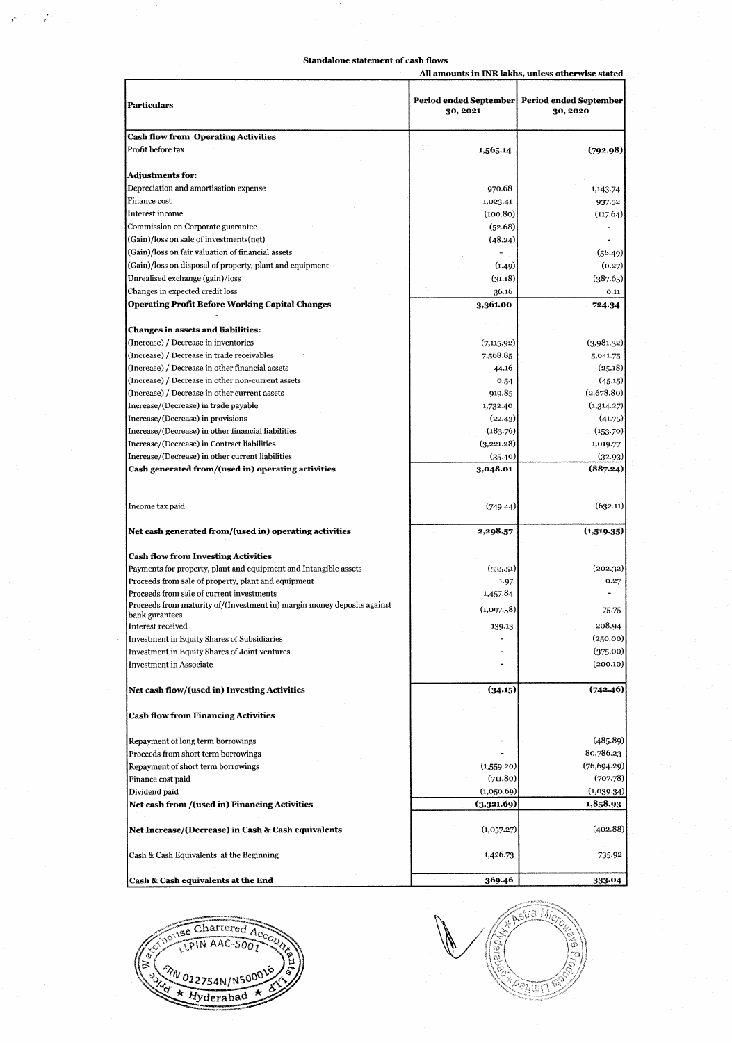**Standalone statement of cash flows**

All amounts in INR lakhs, unless otherwise stated

| Particulars | Period ended September 30, 2021 | Period ended September 30, 2020 |
|---|---|---|
| **Cash flow from Operating Activities** | | |
| Profit before tax | **1,565.14** | **(792.98)** |
| **Adjustments for:** | | |
| Depreciation and amortisation expense | 970.68 | 1,143.74 |
| Finance cost | 1,023.41 | 937.52 |
| Interest income | (100.80) | (117.64) |
| Commission on Corporate guarantee | (52.68) | - |
| (Gain)/loss on sale of investments(net) | (48.24) | - |
| (Gain)/loss on fair valuation of financial assets | - | (58.49) |
| (Gain)/loss on disposal of property, plant and equipment | (1.49) | (0.27) |
| Unrealised exchange (gain)/loss | (31.18) | (387.65) |
| Changes in expected credit loss | 36.16 | 0.11 |
| **Operating Profit Before Working Capital Changes** | **3,361.00** | **724.34** |
| **Changes in assets and liabilities:** | | |
| (Increase) / Decrease in inventories | (7,115.92) | (3,981.32) |
| (Increase) / Decrease in trade receivables | 7,568.85 | 5,641.75 |
| (Increase) / Decrease in other financial assets | 44.16 | (25.18) |
| (Increase) / Decrease in other non-current assets | 0.54 | (45.15) |
| (Increase) / Decrease in other current assets | 919.85 | (2,678.80) |
| Increase/(Decrease) in trade payable | 1,732.40 | (1,314.27) |
| Increase/(Decrease) in provisions | (22.43) | (41.75) |
| Increase/(Decrease) in other financial liabilities | (183.76) | (153.70) |
| Increase/(Decrease) in Contract liabilities | (3,221.28) | 1,019.77 |
| Increase/(Decrease) in other current liabilities | (35.40) | (32.93) |
| **Cash generated from/(used in) operating activities** | **3,048.01** | **(887.24)** |
| Income tax paid | (749.44) | (632.11) |
| **Net cash generated from/(used in) operating activities** | **2,298.57** | **(1,519.35)** |
| **Cash flow from Investing Activities** | | |
| Payments for property, plant and equipment and Intangible assets | (535.51) | (202.32) |
| Proceeds from sale of property, plant and equipment | 1.97 | 0.27 |
| Proceeds from sale of current investments | 1,457.84 | - |
| Proceeds from maturity of/(Investment in) margin money deposits against bank gurantees | (1,097.58) | 75.75 |
| Interest received | 139.13 | 208.94 |
| Investment in Equity Shares of Subsidiaries | - | (250.00) |
| Investment in Equity Shares of Joint ventures | - | (375.00) |
| Investment in Associate | - | (200.10) |
| **Net cash flow/(used in) Investing Activities** | **(34.15)** | **(742.46)** |
| **Cash flow from Financing Activities** | | |
| Repayment of long term borrowings | - | (485.89) |
| Proceeds from short term borrowings | - | 80,786.23 |
| Repayment of short term borrowings | (1,559.20) | (76,694.29) |
| Finance cost paid | (711.80) | (707.78) |
| Dividend paid | (1,050.69) | (1,039.34) |
| **Net cash from /(used in) Financing Activities** | **(3,321.69)** | **1,858.93** |
| **Net Increase/(Decrease) in Cash & Cash equivalents** | (1,057.27) | (402.88) |
| Cash & Cash Equivalents at the Beginning | 1,426.73 | 735.92 |
| **Cash & Cash equivalents at the End** | **369.46** | **333.04** |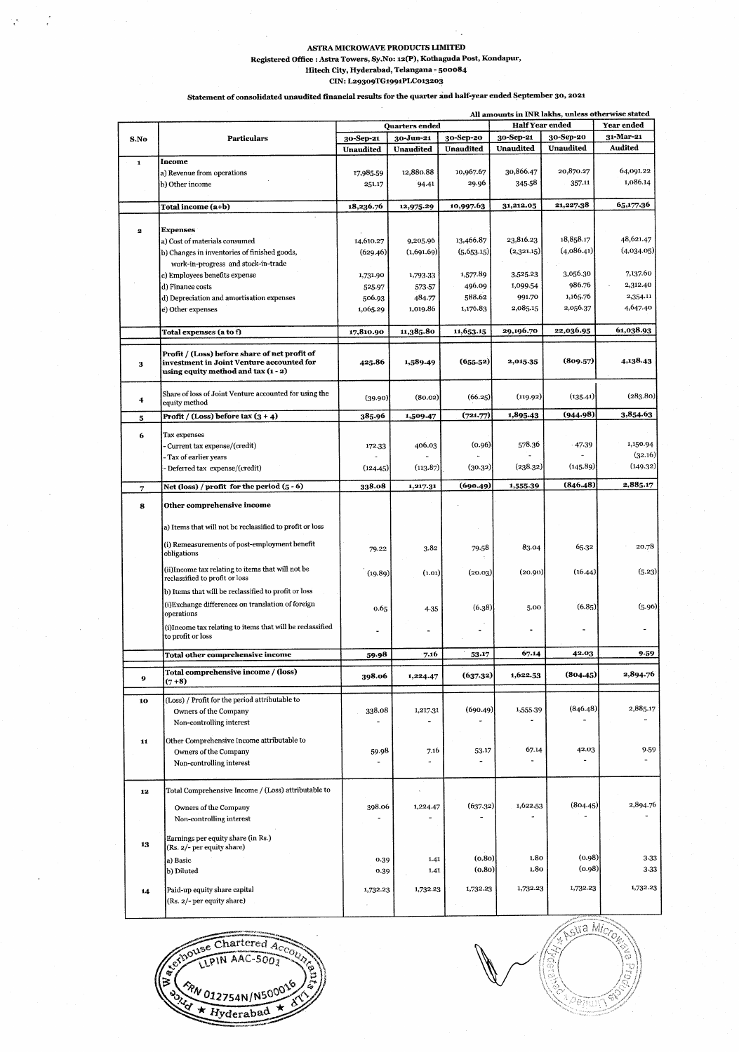**ASTRA MICROWAVE PRODUCTS LIMITED**
**Registered Office : Astra Towers, Sy.No: 12(P), Kothaguda Post, Kondapur,**
**Hitech City, Hyderabad, Telangana - 500084**
**CIN: L29309TG1991PLC013203**

**Statement of consolidated unaudited financial results for the quarter and half-year ended September 30, 2021**

All amounts in INR lakhs, unless otherwise stated

| S.No | Particulars | Quarters ended | | | Half Year ended | | Year ended |
|---|---|---|---|---|---|---|---|
| | | 30-Sep-21 | 30-Jun-21 | 30-Sep-20 | 30-Sep-21 | 30-Sep-20 | 31-Mar-21 |
| | | Unaudited | Unaudited | Unaudited | Unaudited | Unaudited | Audited |
| 1 | **Income** | | | | | | |
| | a) Revenue from operations | 17,985.59 | 12,880.88 | 10,967.67 | 30,866.47 | 20,870.27 | 64,091.22 |
| | b) Other income | 251.17 | 94.41 | 29.96 | 345.58 | 357.11 | 1,086.14 |
| | **Total income (a+b)** | **18,236.76** | **12,975.29** | **10,997.63** | **31,212.05** | **21,227.38** | **65,177.36** |
| 2 | **Expenses** | | | | | | |
| | a) Cost of materials consumed | 14,610.27 | 9,205.96 | 13,466.87 | 23,816.23 | 18,858.17 | 48,621.47 |
| | b) Changes in inventories of finished goods, work-in-progress and stock-in-trade | (629.46) | (1,691.69) | (5,653.15) | (2,321.15) | (4,086.41) | (4,034.05) |
| | c) Employees benefits expense | 1,731.90 | 1,793.33 | 1,577.89 | 3,525.23 | 3,056.30 | 7,137.60 |
| | d) Finance costs | 525.97 | 573.57 | 496.09 | 1,099.54 | 986.76 | 2,312.40 |
| | d) Depreciation and amortisation expenses | 506.93 | 484.77 | 588.62 | 991.70 | 1,165.76 | 2,354.11 |
| | e) Other expenses | 1,065.29 | 1,019.86 | 1,176.83 | 2,085.15 | 2,056.37 | 4,647.40 |
| | **Total expenses (a to f)** | **17,810.90** | **11,385.80** | **11,653.15** | **29,196.70** | **22,036.95** | **61,038.93** |
| 3 | **Profit / (Loss) before share of net profit of investment in Joint Venture accounted for using equity method and tax (1 - 2)** | **425.86** | **1,589.49** | **(655.52)** | **2,015.35** | **(809.57)** | **4,138.43** |
| 4 | Share of loss of Joint Venture accounted for using the equity method | (39.90) | (80.02) | (66.25) | (119.92) | (135.41) | (283.80) |
| 5 | **Profit / (Loss) before tax (3 + 4)** | **385.96** | **1,509.47** | **(721.77)** | **1,895.43** | **(944.98)** | **3,854.63** |
| 6 | Tax expenses | | | | | | |
| | - Current tax expense/(credit) | 172.33 | 406.03 | (0.96) | 578.36 | 47.39 | 1,150.94 |
| | - Tax of earlier years | - | - | - | - | - | (32.16) |
| | - Deferred tax expense/(credit) | (124.45) | (113.87) | (30.32) | (238.32) | (145.89) | (149.32) |
| 7 | **Net (loss) / profit for the period (5 - 6)** | **338.08** | **1,217.31** | **(690.49)** | **1,555.39** | **(846.48)** | **2,885.17** |
| 8 | **Other comprehensive income** | | | | | | |
| | a) Items that will not be reclassified to profit or loss | | | | | | |
| | (i) Remeasurements of post-employment benefit obligations | 79.22 | 3.82 | 79.58 | 83.04 | 65.32 | 20.78 |
| | (ii)Income tax relating to items that will not be reclassified to profit or loss | (19.89) | (1.01) | (20.03) | (20.90) | (16.44) | (5.23) |
| | b) Items that will be reclassified to profit or loss | | | | | | |
| | (i)Exchange differences on translation of foreign operations | 0.65 | 4.35 | (6.38) | 5.00 | (6.85) | (5.96) |
| | (i)Income tax relating to items that will be reclassified to profit or loss | - | - | - | - | - | - |
| | **Total other comprehensive income** | **59.98** | **7.16** | **53.17** | **67.14** | **42.03** | **9.59** |
| 9 | **Total comprehensive income / (loss) (7 +8)** | **398.06** | **1,224.47** | **(637.32)** | **1,622.53** | **(804.45)** | **2,894.76** |
| 10 | (Loss) / Profit for the period attributable to | | | | | | |
| | Owners of the Company | 338.08 | 1,217.31 | (690.49) | 1,555.39 | (846.48) | 2,885.17 |
| | Non-controlling interest | - | - | - | - | - | - |
| 11 | Other Comprehensive Income attributable to | | | | | | |
| | Owners of the Company | 59.98 | 7.16 | 53.17 | 67.14 | 42.03 | 9.59 |
| | Non-controlling interest | - | - | - | - | - | - |
| 12 | Total Comprehensive Income / (Loss) attributable to | | | | | | |
| | Owners of the Company | 398.06 | 1,224.47 | (637.32) | 1,622.53 | (804.45) | 2,894.76 |
| | Non-controlling interest | - | - | - | - | - | - |
| 13 | Earnings per equity share (in Rs.) (Rs. 2/- per equity share) | | | | | | |
| | a) Basic | 0.39 | 1.41 | (0.80) | 1.80 | (0.98) | 3.33 |
| | b) Diluted | 0.39 | 1.41 | (0.80) | 1.80 | (0.98) | 3.33 |
| 14 | Paid-up equity share capital (Rs. 2/- per equity share) | 1,732.23 | 1,732.23 | 1,732.23 | 1,732.23 | 1,732.23 | 1,732.23 |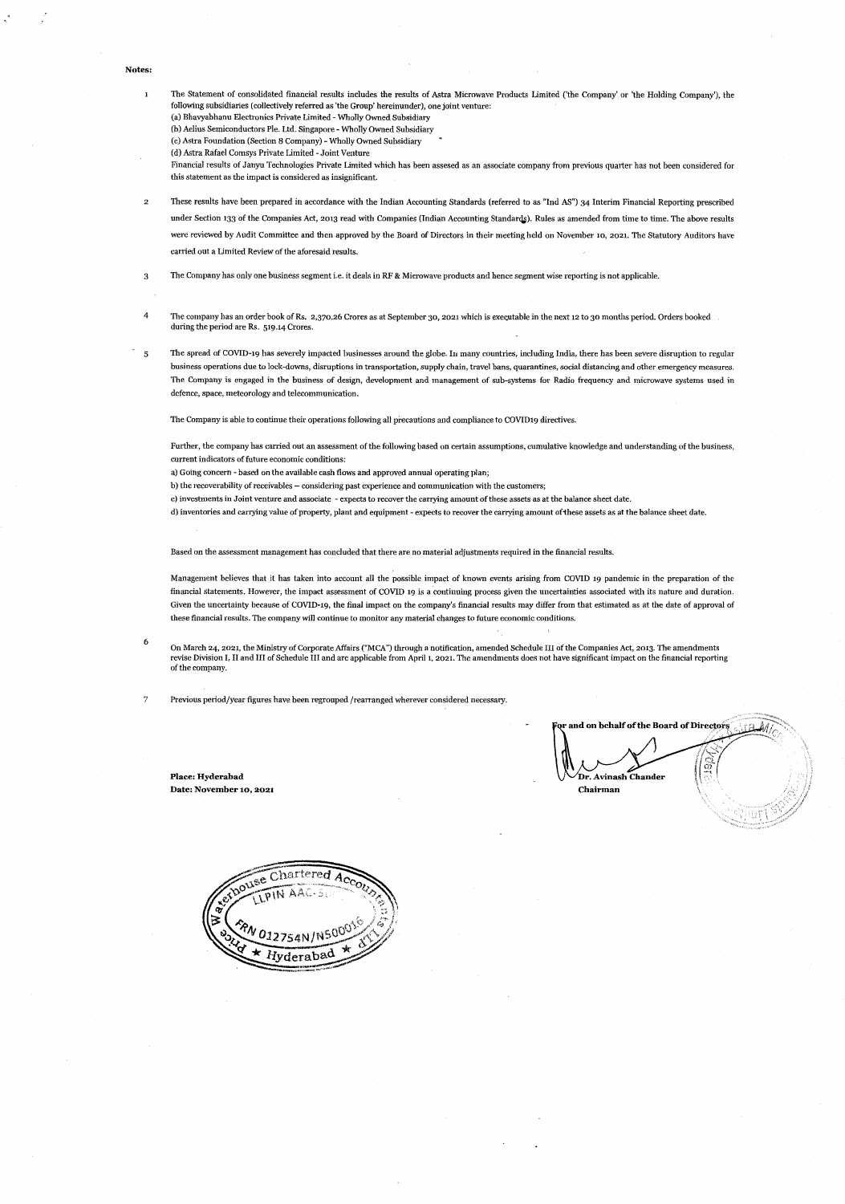**Notes:**

1. The Statement of consolidated financial results includes the results of Astra Microwave Products Limited ('the Company' or 'the Holding Company'), the following subsidiaries (collectively referred as 'the Group' hereinunder), one joint venture:
   (a) Bhavyabhanu Electronics Private Limited - Wholly Owned Subsidiary
   (b) Aelius Semiconductors Pte. Ltd. Singapore - Wholly Owned Subsidiary
   (c) Astra Foundation (Section 8 Company) - Wholly Owned Subsidiary
   (d) Astra Rafael Comsys Private Limited - Joint Venture
   Financial results of Janyu Technologies Private Limited which has been assesed as an associate company from previous quarter has not been considered for this statement as the impact is considered as insignificant.

2. These results have been prepared in accordance with the Indian Accounting Standards (referred to as "Ind AS") 34 Interim Financial Reporting prescribed under Section 133 of the Companies Act, 2013 read with Companies (Indian Accounting Standards). Rules as amended from time to time. The above results were reviewed by Audit Committee and then approved by the Board of Directors in their meeting held on November 10, 2021. The Statutory Auditors have carried out a Limited Review of the aforesaid results.

3. The Company has only one business segment i.e. it deals in RF & Microwave products and hence segment wise reporting is not applicable.

4. The company has an order book of Rs. 2,370.26 Crores as at September 30, 2021 which is executable in the next 12 to 30 months period. Orders booked during the period are Rs. 519.14 Crores.

5. The spread of COVID-19 has severely impacted businesses around the globe. In many countries, including India, there has been severe disruption to regular business operations due to lock-downs, disruptions in transportation, supply chain, travel bans, quarantines, social distancing and other emergency measures. The Company is engaged in the business of design, development and management of sub-systems for Radio frequency and microwave systems used in defence, space, meteorology and telecommunication.

   The Company is able to continue their operations following all precautions and compliance to COVID19 directives.

   Further, the company has carried out an assessment of the following based on certain assumptions, cumulative knowledge and understanding of the business, current indicators of future economic conditions:
   a) Going concern - based on the available cash flows and approved annual operating plan;
   b) the recoverability of receivables – considering past experience and communication with the customers;
   c) investments in Joint venture and associate - expects to recover the carrying amount of these assets as at the balance sheet date.
   d) inventories and carrying value of property, plant and equipment - expects to recover the carrying amount of these assets as at the balance sheet date.

   Based on the assessment management has concluded that there are no material adjustments required in the financial results.

   Management believes that it has taken into account all the possible impact of known events arising from COVID 19 pandemic in the preparation of the financial statements. However, the impact assessment of COVID 19 is a continuing process given the uncertainties associated with its nature and duration. Given the uncertainty because of COVID-19, the final impact on the company's financial results may differ from that estimated as at the date of approval of these financial results. The company will continue to monitor any material changes to future economic conditions.

6. On March 24, 2021, the Ministry of Corporate Affairs ("MCA") through a notification, amended Schedule III of the Companies Act, 2013. The amendments revise Division I, II and III of Schedule III and are applicable from April 1, 2021. The amendments does not have significant impact on the financial reporting of the company.

7. Previous period/year figures have been regrouped /rearranged wherever considered necessary.

For and on behalf of the Board of Directors

Dr. Avinash Chander
Chairman

**Place: Hyderabad**
**Date: November 10, 2021**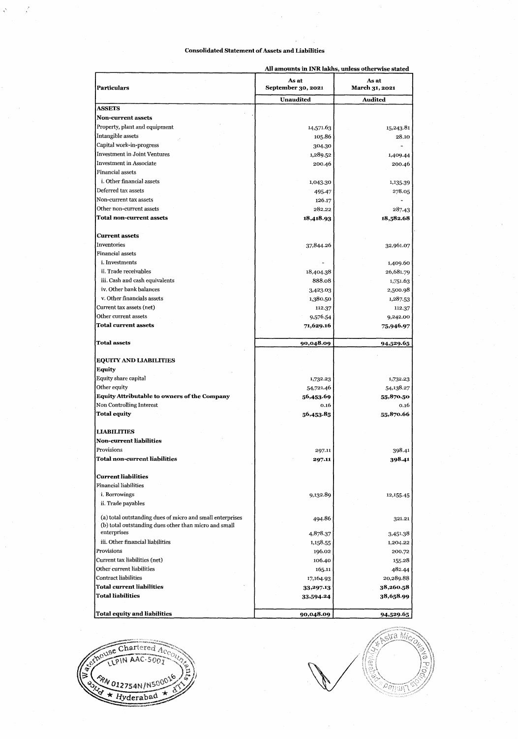# Consolidated Statement of Assets and Liabilities

All amounts in INR lakhs, unless otherwise stated

| Particulars | As at September 30, 2021 | As at March 31, 2021 |
|---|---|---|
| | Unaudited | Audited |
| **ASSETS** | | |
| **Non-current assets** | | |
| Property, plant and equipment | 14,571.63 | 15,243.81 |
| Intangible assets | 105.86 | 28.10 |
| Capital work-in-progress | 304.30 | - |
| Investment in Joint Ventures | 1,289.52 | 1,409.44 |
| Investment in Associate | 200.46 | 200.46 |
| Financial assets | | |
| i. Other financial assets | 1,043.30 | 1,135.39 |
| Deferred tax assets | 495.47 | 278.05 |
| Non-current tax assets | 126.17 | - |
| Other non-current assets | 282.22 | 287.43 |
| **Total non-current assets** | **18,418.93** | **18,582.68** |
| | | |
| **Current assets** | | |
| Inventories | 37,844.26 | 32,961.07 |
| Financial assets | | |
| i. Investments | - | 1,409.60 |
| ii. Trade receivables | 18,404.38 | 26,681.79 |
| iii. Cash and cash equivalents | 888.08 | 1,751.63 |
| iv. Other bank balances | 3,423.03 | 2,500.98 |
| v. Other financials assets | 1,380.50 | 1,287.53 |
| Current tax assets (net) | 112.37 | 112.37 |
| Other current assets | 9,576.54 | 9,242.00 |
| **Total current assets** | **71,629.16** | **75,946.97** |
| | | |
| **Total assets** | **90,048.09** | **94,529.65** |
| | | |
| **EQUITY AND LIABILITIES** | | |
| **Equity** | | |
| Equity share capital | 1,732.23 | 1,732.23 |
| Other equity | 54,721.46 | 54,138.27 |
| **Equity Attributable to owners of the Company** | **56,453.69** | **55,870.50** |
| Non Controlling Interest | 0.16 | 0.16 |
| **Total equity** | **56,453.85** | **55,870.66** |
| | | |
| **LIABILITIES** | | |
| **Non-current liabilities** | | |
| Provisions | 297.11 | 398.41 |
| **Total non-current liabilities** | **297.11** | **398.41** |
| | | |
| **Current liabilities** | | |
| Financial liabilities | | |
| i. Borrowings | 9,132.89 | 12,155.45 |
| ii. Trade payables | | |
| (a) total outstanding dues of micro and small enterprises | 494.86 | 321.21 |
| (b) total outstanding dues other than micro and small enterprises | 4,878.37 | 3,451.38 |
| iii. Other financial liabilities | 1,158.55 | 1,204.22 |
| Provisions | 196.02 | 200.72 |
| Current tax liabilities (net) | 106.40 | 155.28 |
| Other current liabilities | 165.11 | 482.44 |
| Contract liabilities | 17,164.93 | 20,289.88 |
| **Total current liabilities** | **33,297.13** | **38,260.58** |
| **Total liabilities** | **33,594.24** | **38,658.99** |
| | | |
| **Total equity and liabilities** | **90,048.09** | **94,529.65** |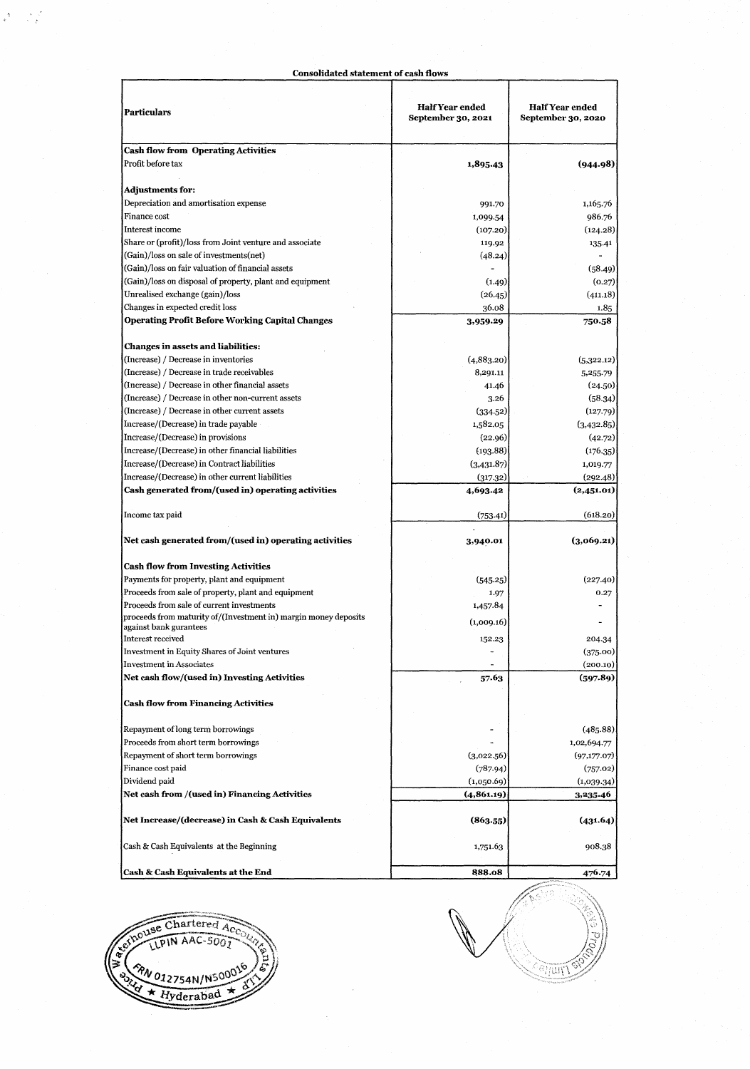**Consolidated statement of cash flows**

| Particulars | Half Year ended September 30, 2021 | Half Year ended September 30, 2020 |
|---|---|---|
| **Cash flow from Operating Activities** | | |
| Profit before tax | **1,895.43** | **(944.98)** |
| **Adjustments for:** | | |
| Depreciation and amortisation expense | 991.70 | 1,165.76 |
| Finance cost | 1,099.54 | 986.76 |
| Interest income | (107.20) | (124.28) |
| Share or (profit)/loss from Joint venture and associate | 119.92 | 135.41 |
| (Gain)/loss on sale of investments(net) | (48.24) | - |
| (Gain)/loss on fair valuation of financial assets | - | (58.49) |
| (Gain)/loss on disposal of property, plant and equipment | (1.49) | (0.27) |
| Unrealised exchange (gain)/loss | (26.45) | (411.18) |
| Changes in expected credit loss | 36.08 | 1.85 |
| **Operating Profit Before Working Capital Changes** | **3,959.29** | **750.58** |
| **Changes in assets and liabilities:** | | |
| (Increase) / Decrease in inventories | (4,883.20) | (5,322.12) |
| (Increase) / Decrease in trade receivables | 8,291.11 | 5,255.79 |
| (Increase) / Decrease in other financial assets | 41.46 | (24.50) |
| (Increase) / Decrease in other non-current assets | 3.26 | (58.34) |
| (Increase) / Decrease in other current assets | (334.52) | (127.79) |
| Increase/(Decrease) in trade payable | 1,582.05 | (3,432.85) |
| Increase/(Decrease) in provisions | (22.96) | (42.72) |
| Increase/(Decrease) in other financial liabilities | (193.88) | (176.35) |
| Increase/(Decrease) in Contract liabilities | (3,431.87) | 1,019.77 |
| Increase/(Decrease) in other current liabilities | (317.32) | (292.48) |
| **Cash generated from/(used in) operating activities** | **4,693.42** | **(2,451.01)** |
| Income tax paid | (753.41) | (618.20) |
| **Net cash generated from/(used in) operating activities** | **3,940.01** | **(3,069.21)** |
| **Cash flow from Investing Activities** | | |
| Payments for property, plant and equipment | (545.25) | (227.40) |
| Proceeds from sale of property, plant and equipment | 1.97 | 0.27 |
| Proceeds from sale of current investments | 1,457.84 | - |
| proceeds from maturity of/(Investment in) margin money deposits against bank gurantees | (1,009.16) | - |
| Interest received | 152.23 | 204.34 |
| Investment in Equity Shares of Joint ventures | - | (375.00) |
| Investment in Associates | - | (200.10) |
| **Net cash flow/(used in) Investing Activities** | **57.63** | **(597.89)** |
| **Cash flow from Financing Activities** | | |
| Repayment of long term borrowings | - | (485.88) |
| Proceeds from short term borrowings | - | 1,02,694.77 |
| Repayment of short term borrowings | (3,022.56) | (97,177.07) |
| Finance cost paid | (787.94) | (757.02) |
| Dividend paid | (1,050.69) | (1,039.34) |
| **Net cash from /(used in) Financing Activities** | **(4,861.19)** | **3,235.46** |
| **Net Increase/(decrease) in Cash & Cash Equivalents** | **(863.55)** | **(431.64)** |
| Cash & Cash Equivalents at the Beginning | 1,751.63 | 908.38 |
| **Cash & Cash Equivalents at the End** | **888.08** | **476.74** |